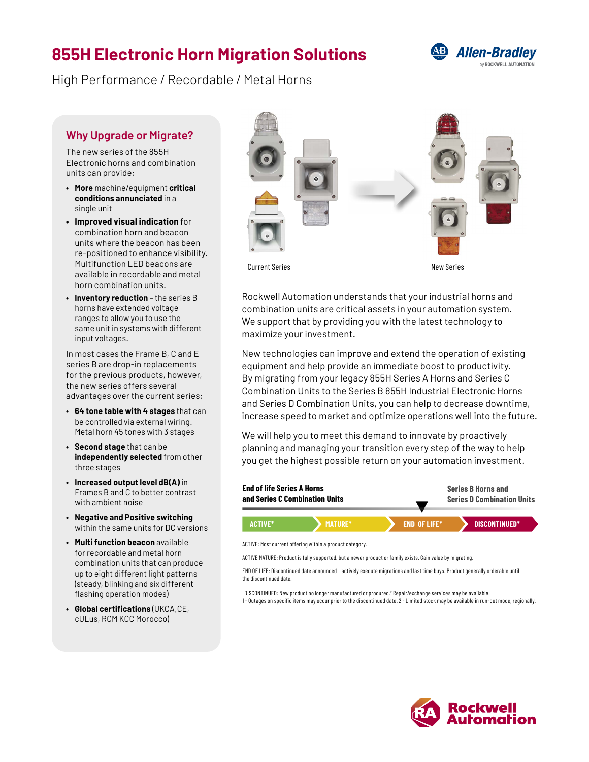# 855H Electronic Horn Migration Solutions

High Performance / Recordable / Metal Horns

## Why Upgrade or Migrate?

The new series of the 855H Electronic horns and combination units can provide:

- **More** machine/equipment **critical conditions annunciated** in a single unit
- **Improved visual indication** for combination horn and beacon units where the beacon has been re-positioned to enhance visibility. Multifunction LED beacons are available in recordable and metal horn combination units.
- **Inventory reduction** – the series B horns have extended voltage ranges to allow you to use the same unit in systems with different input voltages.

In most cases the Frame B, C and E series B are drop-in replacements for the previous products, however, the new series offers several advantages over the current series:

- **64 tone table with 4 stages** that can be controlled via external wiring. Metal horn 45 tones with 3 stages
- **Second stage** that can be **independently selected** from other three stages
- **Increased output level dB(A)** in Frames B and C to better contrast with ambient noise
- **Negative and Positive switching** within the same units for DC versions
- **Multi function beacon** available for recordable and metal horn combination units that can produce up to eight different light patterns (steady, blinking and six different flashing operation modes)
- **Global certifications** (UKCA,CE, cULus, RCM KCC Morocco)

Current Series

New Series

Rockwell Automation understands that your industrial horns and combination units are critical assets in your automation system. We support that by providing you with the latest technology to maximize your investment.

New technologies can improve and extend the operation of existing equipment and help provide an immediate boost to productivity. By migrating from your legacy 855H Series A Horns and Series C Combination Units to the Series B 855H Industrial Electronic Horns and Series D Combination Units, you can help to decrease downtime, increase speed to market and optimize operations well into the future.

We will help you to meet this demand to innovate by proactively planning and managing your transition every step of the way to help you get the highest possible return on your automation investment.

**End of life Series A Horns and Series C Combination Units**

**Series B Horns and Series D Combination Units**

ACTIVE* | MATURE* | END OF LIFE* | DISCONTINUED*

ACTIVE: Most current offering within a product category.

ACTIVE MATURE: Product is fully supported, but a newer product or family exists. Gain value by migrating.

END OF LIFE: Discontinued date announced – actively execute migrations and last time buys. Product generally orderable until the discontinued date.

[1] DISCONTINUED: New product no longer manufactured or procured.[2] Repair/exchange services may be available.
1 - Outages on specific items may occur prior to the discontinued date. 2 - Limited stock may be available in run-out mode, regionally.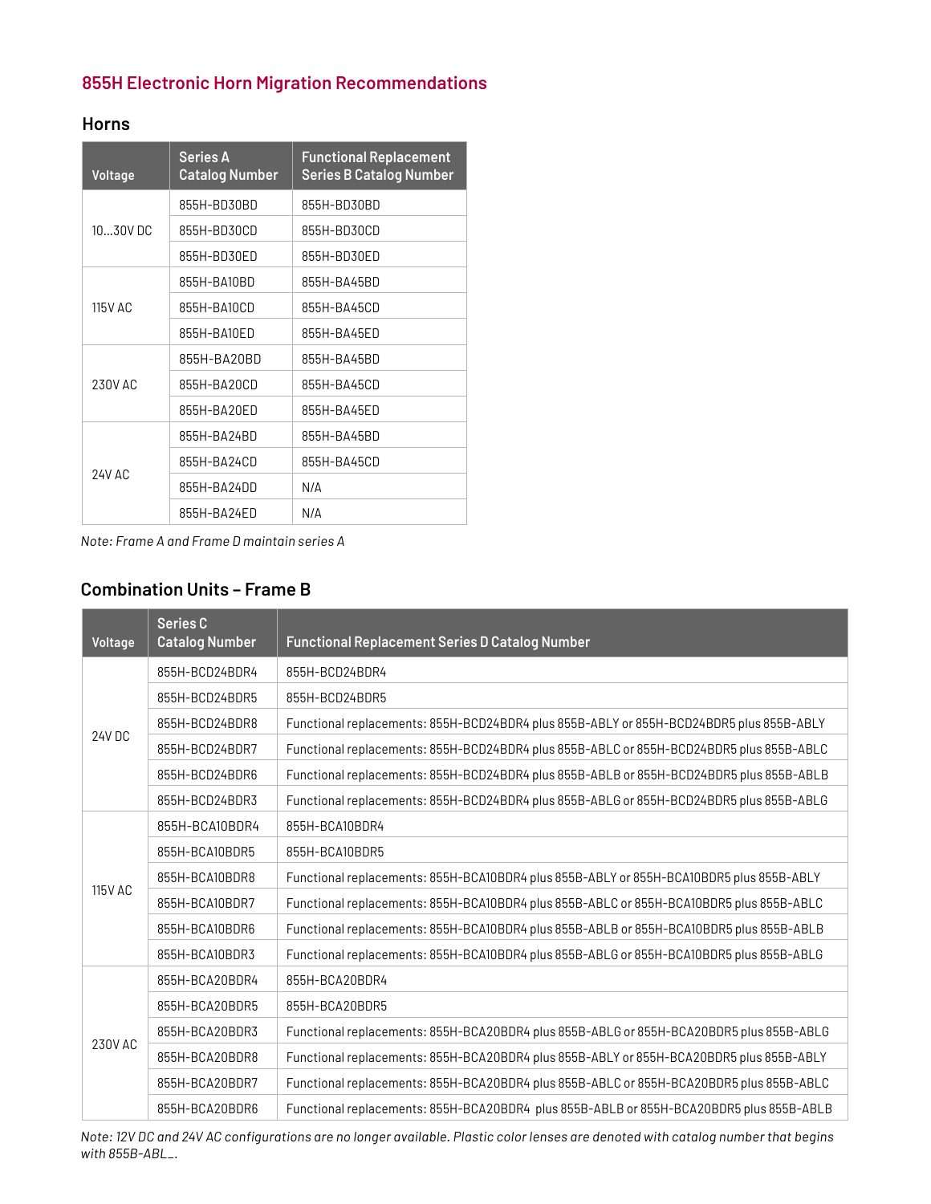## 855H Electronic Horn Migration Recommendations

### Horns

| Voltage | Series A Catalog Number | Functional Replacement Series B Catalog Number |
|---|---|---|
| 10…30V DC | 855H-BD30BD | 855H-BD30BD |
| | 855H-BD30CD | 855H-BD30CD |
| | 855H-BD30ED | 855H-BD30ED |
| 115V AC | 855H-BA10BD | 855H-BA45BD |
| | 855H-BA10CD | 855H-BA45CD |
| | 855H-BA10ED | 855H-BA45ED |
| 230V AC | 855H-BA20BD | 855H-BA45BD |
| | 855H-BA20CD | 855H-BA45CD |
| | 855H-BA20ED | 855H-BA45ED |
| 24V AC | 855H-BA24BD | 855H-BA45BD |
| | 855H-BA24CD | 855H-BA45CD |
| | 855H-BA24DD | N/A |
| | 855H-BA24ED | N/A |

*Note: Frame A and Frame D maintain series A*

### Combination Units – Frame B

| Voltage | Series C Catalog Number | Functional Replacement Series D Catalog Number |
|---|---|---|
| 24V DC | 855H-BCD24BDR4 | 855H-BCD24BDR4 |
| | 855H-BCD24BDR5 | 855H-BCD24BDR5 |
| | 855H-BCD24BDR8 | Functional replacements: 855H-BCD24BDR4 plus 855B-ABLY or 855H-BCD24BDR5 plus 855B-ABLY |
| | 855H-BCD24BDR7 | Functional replacements: 855H-BCD24BDR4 plus 855B-ABLC or 855H-BCD24BDR5 plus 855B-ABLC |
| | 855H-BCD24BDR6 | Functional replacements: 855H-BCD24BDR4 plus 855B-ABLB or 855H-BCD24BDR5 plus 855B-ABLB |
| | 855H-BCD24BDR3 | Functional replacements: 855H-BCD24BDR4 plus 855B-ABLG or 855H-BCD24BDR5 plus 855B-ABLG |
| 115V AC | 855H-BCA10BDR4 | 855H-BCA10BDR4 |
| | 855H-BCA10BDR5 | 855H-BCA10BDR5 |
| | 855H-BCA10BDR8 | Functional replacements: 855H-BCA10BDR4 plus 855B-ABLY or 855H-BCA10BDR5 plus 855B-ABLY |
| | 855H-BCA10BDR7 | Functional replacements: 855H-BCA10BDR4 plus 855B-ABLC or 855H-BCA10BDR5 plus 855B-ABLC |
| | 855H-BCA10BDR6 | Functional replacements: 855H-BCA10BDR4 plus 855B-ABLB or 855H-BCA10BDR5 plus 855B-ABLB |
| | 855H-BCA10BDR3 | Functional replacements: 855H-BCA10BDR4 plus 855B-ABLG or 855H-BCA10BDR5 plus 855B-ABLG |
| 230V AC | 855H-BCA20BDR4 | 855H-BCA20BDR4 |
| | 855H-BCA20BDR5 | 855H-BCA20BDR5 |
| | 855H-BCA20BDR3 | Functional replacements: 855H-BCA20BDR4 plus 855B-ABLG or 855H-BCA20BDR5 plus 855B-ABLG |
| | 855H-BCA20BDR8 | Functional replacements: 855H-BCA20BDR4 plus 855B-ABLY or 855H-BCA20BDR5 plus 855B-ABLY |
| | 855H-BCA20BDR7 | Functional replacements: 855H-BCA20BDR4 plus 855B-ABLC or 855H-BCA20BDR5 plus 855B-ABLC |
| | 855H-BCA20BDR6 | Functional replacements: 855H-BCA20BDR4 plus 855B-ABLB or 855H-BCA20BDR5 plus 855B-ABLB |

*Note: 12V DC and 24V AC configurations are no longer available. Plastic color lenses are denoted with catalog number that begins with 855B-ABL_.*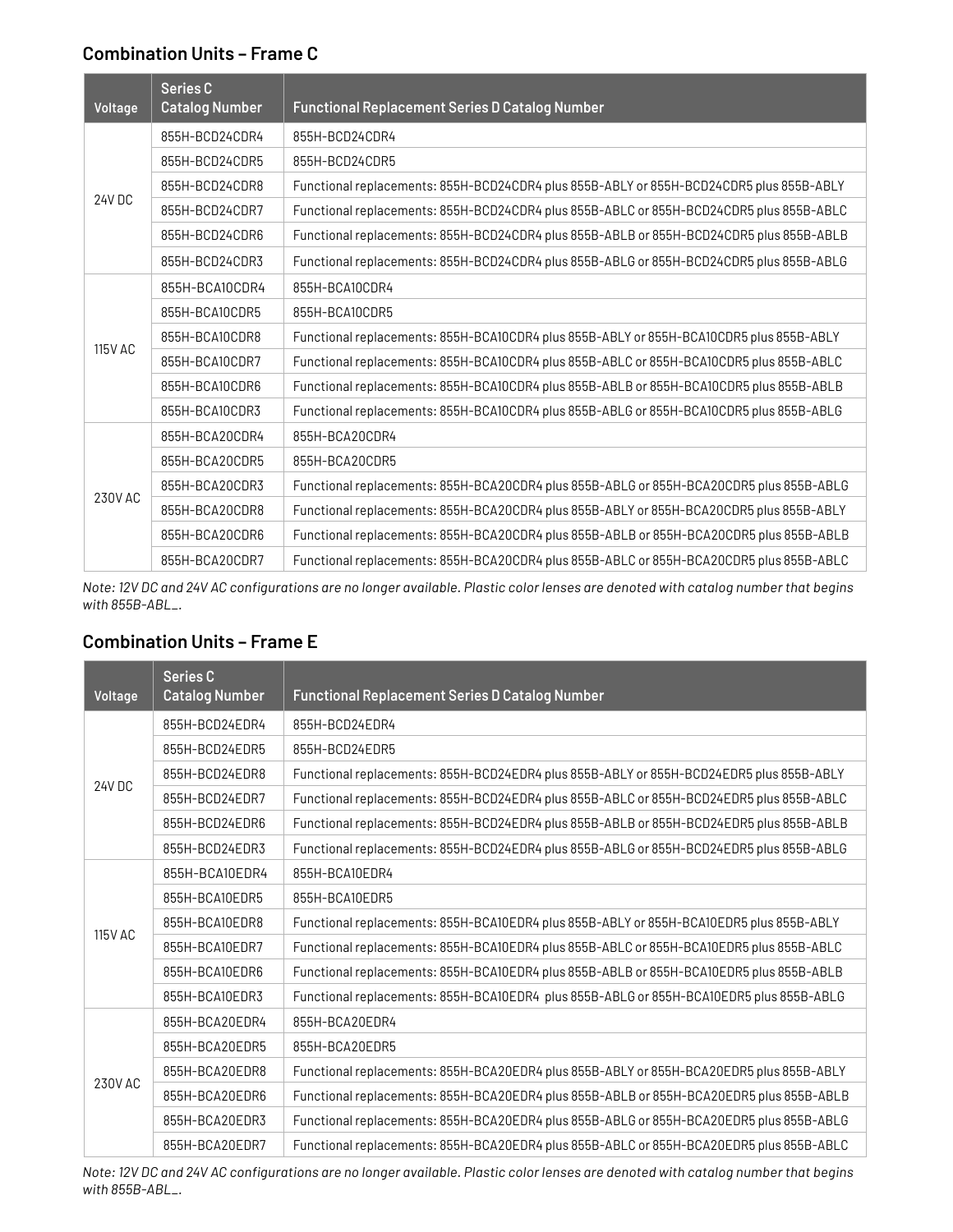### Combination Units – Frame C

| Voltage | Series C Catalog Number | Functional Replacement Series D Catalog Number |
|---|---|---|
| 24V DC | 855H-BCD24CDR4 | 855H-BCD24CDR4 |
| | 855H-BCD24CDR5 | 855H-BCD24CDR5 |
| | 855H-BCD24CDR8 | Functional replacements: 855H-BCD24CDR4 plus 855B-ABLY or 855H-BCD24CDR5 plus 855B-ABLY |
| | 855H-BCD24CDR7 | Functional replacements: 855H-BCD24CDR4 plus 855B-ABLC or 855H-BCD24CDR5 plus 855B-ABLC |
| | 855H-BCD24CDR6 | Functional replacements: 855H-BCD24CDR4 plus 855B-ABLB or 855H-BCD24CDR5 plus 855B-ABLB |
| | 855H-BCD24CDR3 | Functional replacements: 855H-BCD24CDR4 plus 855B-ABLG or 855H-BCD24CDR5 plus 855B-ABLG |
| 115V AC | 855H-BCA10CDR4 | 855H-BCA10CDR4 |
| | 855H-BCA10CDR5 | 855H-BCA10CDR5 |
| | 855H-BCA10CDR8 | Functional replacements: 855H-BCA10CDR4 plus 855B-ABLY or 855H-BCA10CDR5 plus 855B-ABLY |
| | 855H-BCA10CDR7 | Functional replacements: 855H-BCA10CDR4 plus 855B-ABLC or 855H-BCA10CDR5 plus 855B-ABLC |
| | 855H-BCA10CDR6 | Functional replacements: 855H-BCA10CDR4 plus 855B-ABLB or 855H-BCA10CDR5 plus 855B-ABLB |
| | 855H-BCA10CDR3 | Functional replacements: 855H-BCA10CDR4 plus 855B-ABLG or 855H-BCA10CDR5 plus 855B-ABLG |
| 230V AC | 855H-BCA20CDR4 | 855H-BCA20CDR4 |
| | 855H-BCA20CDR5 | 855H-BCA20CDR5 |
| | 855H-BCA20CDR3 | Functional replacements: 855H-BCA20CDR4 plus 855B-ABLG or 855H-BCA20CDR5 plus 855B-ABLG |
| | 855H-BCA20CDR8 | Functional replacements: 855H-BCA20CDR4 plus 855B-ABLY or 855H-BCA20CDR5 plus 855B-ABLY |
| | 855H-BCA20CDR6 | Functional replacements: 855H-BCA20CDR4 plus 855B-ABLB or 855H-BCA20CDR5 plus 855B-ABLB |
| | 855H-BCA20CDR7 | Functional replacements: 855H-BCA20CDR4 plus 855B-ABLC or 855H-BCA20CDR5 plus 855B-ABLC |

*Note: 12V DC and 24V AC configurations are no longer available. Plastic color lenses are denoted with catalog number that begins with 855B-ABL_.*

### Combination Units – Frame E

| Voltage | Series C Catalog Number | Functional Replacement Series D Catalog Number |
|---|---|---|
| 24V DC | 855H-BCD24EDR4 | 855H-BCD24EDR4 |
| | 855H-BCD24EDR5 | 855H-BCD24EDR5 |
| | 855H-BCD24EDR8 | Functional replacements: 855H-BCD24EDR4 plus 855B-ABLY or 855H-BCD24EDR5 plus 855B-ABLY |
| | 855H-BCD24EDR7 | Functional replacements: 855H-BCD24EDR4 plus 855B-ABLC or 855H-BCD24EDR5 plus 855B-ABLC |
| | 855H-BCD24EDR6 | Functional replacements: 855H-BCD24EDR4 plus 855B-ABLB or 855H-BCD24EDR5 plus 855B-ABLB |
| | 855H-BCD24EDR3 | Functional replacements: 855H-BCD24EDR4 plus 855B-ABLG or 855H-BCD24EDR5 plus 855B-ABLG |
| 115V AC | 855H-BCA10EDR4 | 855H-BCA10EDR4 |
| | 855H-BCA10EDR5 | 855H-BCA10EDR5 |
| | 855H-BCA10EDR8 | Functional replacements: 855H-BCA10EDR4 plus 855B-ABLY or 855H-BCA10EDR5 plus 855B-ABLY |
| | 855H-BCA10EDR7 | Functional replacements: 855H-BCA10EDR4 plus 855B-ABLC or 855H-BCA10EDR5 plus 855B-ABLC |
| | 855H-BCA10EDR6 | Functional replacements: 855H-BCA10EDR4 plus 855B-ABLB or 855H-BCA10EDR5 plus 855B-ABLB |
| | 855H-BCA10EDR3 | Functional replacements: 855H-BCA10EDR4 plus 855B-ABLG or 855H-BCA10EDR5 plus 855B-ABLG |
| 230V AC | 855H-BCA20EDR4 | 855H-BCA20EDR4 |
| | 855H-BCA20EDR5 | 855H-BCA20EDR5 |
| | 855H-BCA20EDR8 | Functional replacements: 855H-BCA20EDR4 plus 855B-ABLY or 855H-BCA20EDR5 plus 855B-ABLY |
| | 855H-BCA20EDR6 | Functional replacements: 855H-BCA20EDR4 plus 855B-ABLB or 855H-BCA20EDR5 plus 855B-ABLB |
| | 855H-BCA20EDR3 | Functional replacements: 855H-BCA20EDR4 plus 855B-ABLG or 855H-BCA20EDR5 plus 855B-ABLG |
| | 855H-BCA20EDR7 | Functional replacements: 855H-BCA20EDR4 plus 855B-ABLC or 855H-BCA20EDR5 plus 855B-ABLC |

*Note: 12V DC and 24V AC configurations are no longer available. Plastic color lenses are denoted with catalog number that begins with 855B-ABL_.*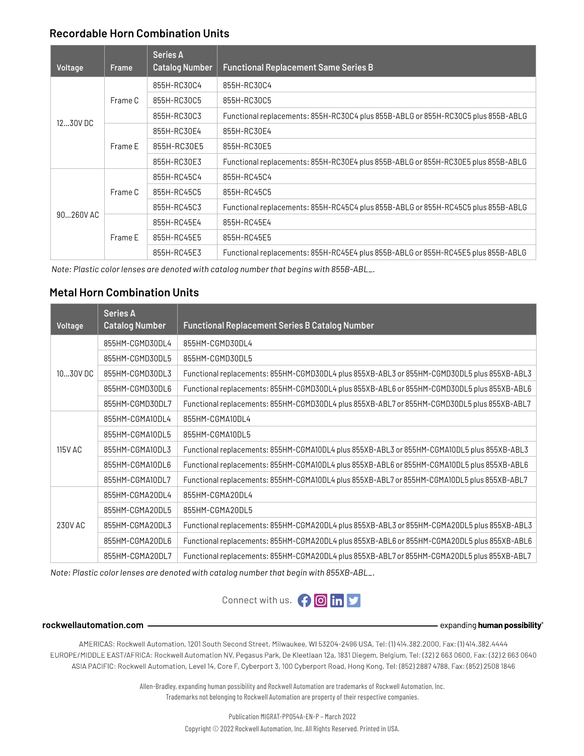## Recordable Horn Combination Units

| Voltage | Frame | Series A Catalog Number | Functional Replacement Same Series B |
|---|---|---|---|
| 12…30V DC | Frame C | 855H-RC30C4 | 855H-RC30C4 |
| | | 855H-RC30C5 | 855H-RC30C5 |
| | | 855H-RC30C3 | Functional replacements: 855H-RC30C4 plus 855B-ABLG or 855H-RC30C5 plus 855B-ABLG |
| | Frame E | 855H-RC30E4 | 855H-RC30E4 |
| | | 855H-RC30E5 | 855H-RC30E5 |
| | | 855H-RC30E3 | Functional replacements: 855H-RC30E4 plus 855B-ABLG or 855H-RC30E5 plus 855B-ABLG |
| 90…260V AC | Frame C | 855H-RC45C4 | 855H-RC45C4 |
| | | 855H-RC45C5 | 855H-RC45C5 |
| | | 855H-RC45C3 | Functional replacements: 855H-RC45C4 plus 855B-ABLG or 855H-RC45C5 plus 855B-ABLG |
| | Frame E | 855H-RC45E4 | 855H-RC45E4 |
| | | 855H-RC45E5 | 855H-RC45E5 |
| | | 855H-RC45E3 | Functional replacements: 855H-RC45E4 plus 855B-ABLG or 855H-RC45E5 plus 855B-ABLG |

*Note: Plastic color lenses are denoted with catalog number that begins with 855B-ABL_.*

## Metal Horn Combination Units

| Voltage | Series A Catalog Number | Functional Replacement Series B Catalog Number |
|---|---|---|
| 10…30V DC | 855HM-CGMD30DL4 | 855HM-CGMD30DL4 |
| | 855HM-CGMD30DL5 | 855HM-CGMD30DL5 |
| | 855HM-CGMD30DL3 | Functional replacements: 855HM-CGMD30DL4 plus 855XB-ABL3 or 855HM-CGMD30DL5 plus 855XB-ABL3 |
| | 855HM-CGMD30DL6 | Functional replacements: 855HM-CGMD30DL4 plus 855XB-ABL6 or 855HM-CGMD30DL5 plus 855XB-ABL6 |
| | 855HM-CGMD30DL7 | Functional replacements: 855HM-CGMD30DL4 plus 855XB-ABL7 or 855HM-CGMD30DL5 plus 855XB-ABL7 |
| 115V AC | 855HM-CGMA10DL4 | 855HM-CGMA10DL4 |
| | 855HM-CGMA10DL5 | 855HM-CGMA10DL5 |
| | 855HM-CGMA10DL3 | Functional replacements: 855HM-CGMA10DL4 plus 855XB-ABL3 or 855HM-CGMA10DL5 plus 855XB-ABL3 |
| | 855HM-CGMA10DL6 | Functional replacements: 855HM-CGMA10DL4 plus 855XB-ABL6 or 855HM-CGMA10DL5 plus 855XB-ABL6 |
| | 855HM-CGMA10DL7 | Functional replacements: 855HM-CGMA10DL4 plus 855XB-ABL7 or 855HM-CGMA10DL5 plus 855XB-ABL7 |
| 230V AC | 855HM-CGMA20DL4 | 855HM-CGMA20DL4 |
| | 855HM-CGMA20DL5 | 855HM-CGMA20DL5 |
| | 855HM-CGMA20DL3 | Functional replacements: 855HM-CGMA20DL4 plus 855XB-ABL3 or 855HM-CGMA20DL5 plus 855XB-ABL3 |
| | 855HM-CGMA20DL6 | Functional replacements: 855HM-CGMA20DL4 plus 855XB-ABL6 or 855HM-CGMA20DL5 plus 855XB-ABL6 |
| | 855HM-CGMA20DL7 | Functional replacements: 855HM-CGMA20DL4 plus 855XB-ABL7 or 855HM-CGMA20DL5 plus 855XB-ABL7 |

*Note: Plastic color lenses are denoted with catalog number that begin with 855XB-ABL_.*

Connect with us.

**rockwellautomation.com** — expanding **human possibility**®

AMERICAS: Rockwell Automation, 1201 South Second Street, Milwaukee, WI 53204-2496 USA, Tel: (1) 414.382.2000, Fax: (1) 414.382.4444
EUROPE/MIDDLE EAST/AFRICA: Rockwell Automation NV, Pegasus Park, De Kleetlaan 12a, 1831 Diegem, Belgium, Tel: (32) 2 663 0600, Fax: (32) 2 663 0640
ASIA PACIFIC: Rockwell Automation, Level 14, Core F, Cyberport 3, 100 Cyberport Road, Hong Kong, Tel: (852) 2887 4788, Fax: (852) 2508 1846

Allen-Bradley, expanding human possibility and Rockwell Automation are trademarks of Rockwell Automation, Inc.
Trademarks not belonging to Rockwell Automation are property of their respective companies.

Publication MIGRAT-PP054A-EN-P – March 2022
Copyright © 2022 Rockwell Automation, Inc. All Rights Reserved. Printed in USA.